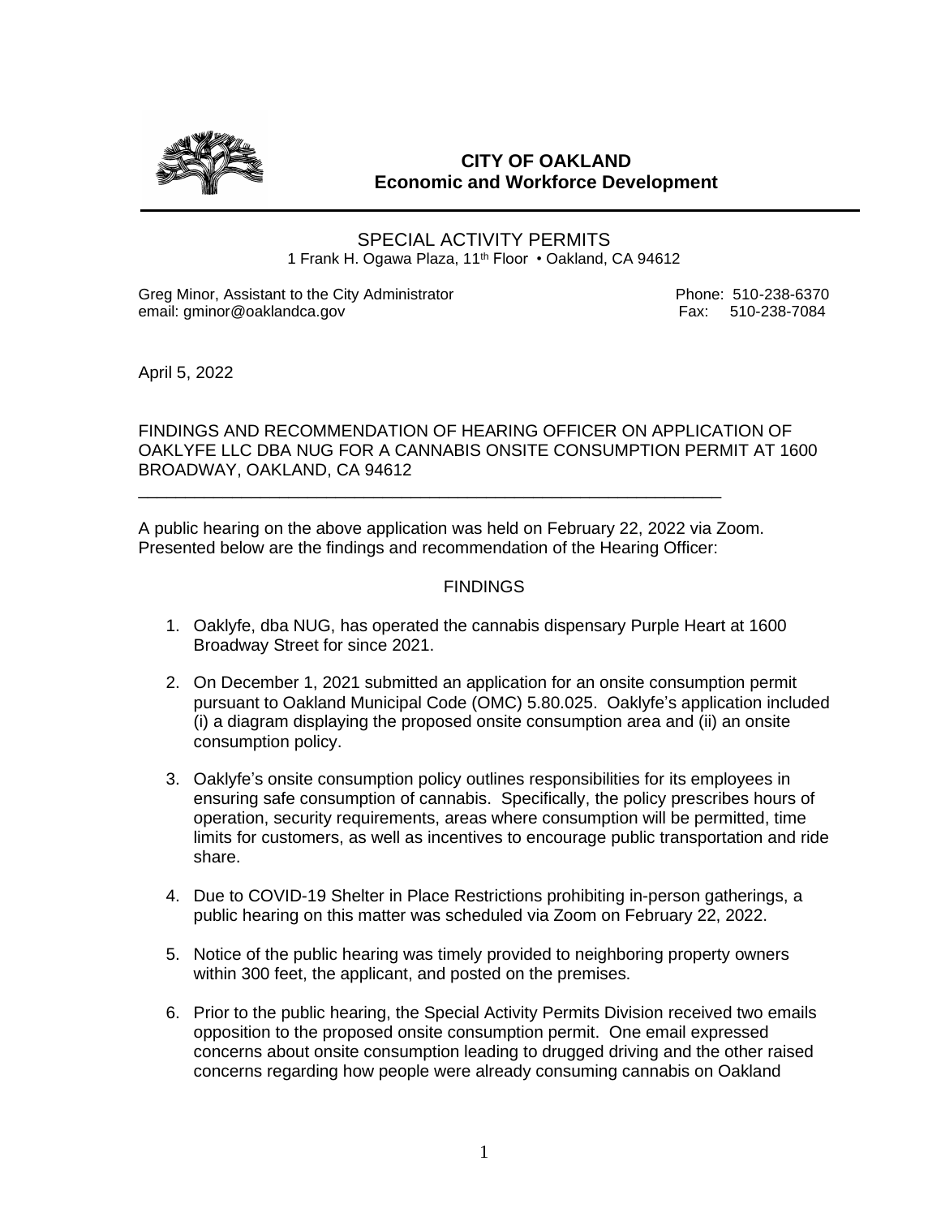**CITY OF OAKLAND**
**Economic and Workforce Development**

SPECIAL ACTIVITY PERMITS
1 Frank H. Ogawa Plaza, 11th Floor • Oakland, CA 94612

Greg Minor, Assistant to the City Administrator — Phone: 510-238-6370
email: gminor@oaklandca.gov — Fax: 510-238-7084

April 5, 2022

FINDINGS AND RECOMMENDATION OF HEARING OFFICER ON APPLICATION OF OAKLYFE LLC DBA NUG FOR A CANNABIS ONSITE CONSUMPTION PERMIT AT 1600 BROADWAY, OAKLAND, CA 94612

---

A public hearing on the above application was held on February 22, 2022 via Zoom. Presented below are the findings and recommendation of the Hearing Officer:

FINDINGS

1. Oaklyfe, dba NUG, has operated the cannabis dispensary Purple Heart at 1600 Broadway Street for since 2021.
2. On December 1, 2021 submitted an application for an onsite consumption permit pursuant to Oakland Municipal Code (OMC) 5.80.025. Oaklyfe's application included (i) a diagram displaying the proposed onsite consumption area and (ii) an onsite consumption policy.
3. Oaklyfe's onsite consumption policy outlines responsibilities for its employees in ensuring safe consumption of cannabis. Specifically, the policy prescribes hours of operation, security requirements, areas where consumption will be permitted, time limits for customers, as well as incentives to encourage public transportation and ride share.
4. Due to COVID-19 Shelter in Place Restrictions prohibiting in-person gatherings, a public hearing on this matter was scheduled via Zoom on February 22, 2022.
5. Notice of the public hearing was timely provided to neighboring property owners within 300 feet, the applicant, and posted on the premises.
6. Prior to the public hearing, the Special Activity Permits Division received two emails opposition to the proposed onsite consumption permit. One email expressed concerns about onsite consumption leading to drugged driving and the other raised concerns regarding how people were already consuming cannabis on Oakland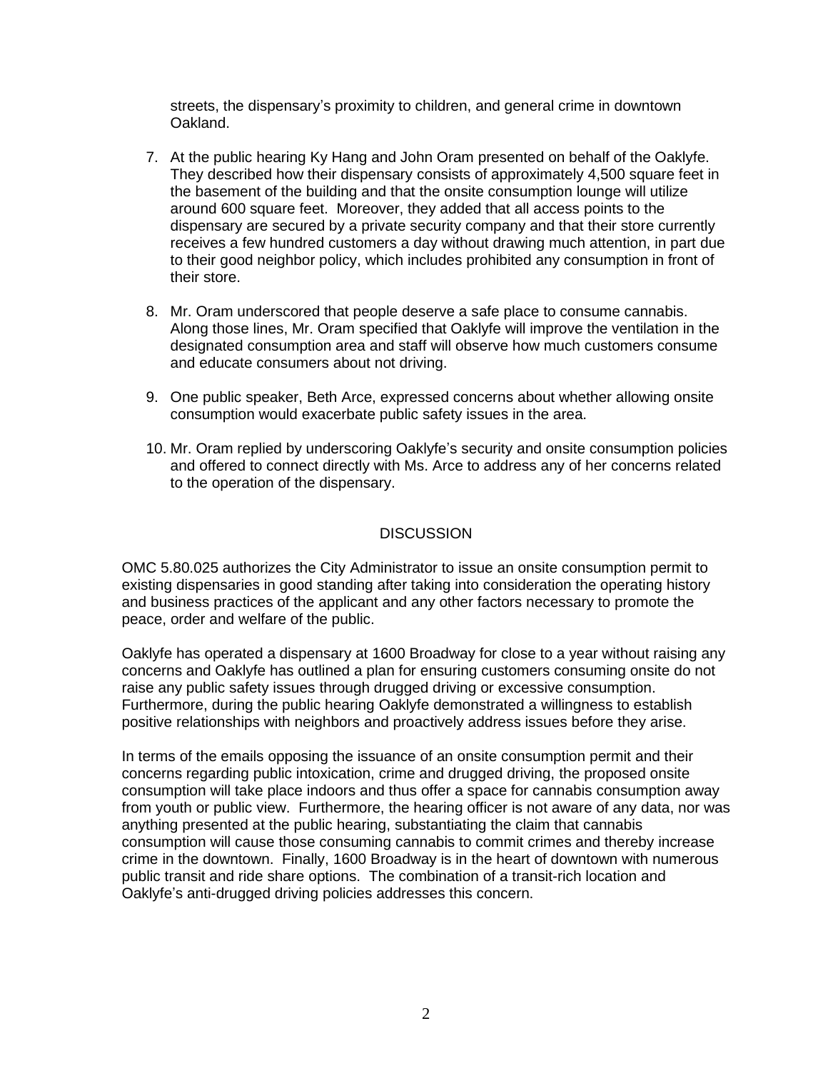streets, the dispensary's proximity to children, and general crime in downtown Oakland.

7. At the public hearing Ky Hang and John Oram presented on behalf of the Oaklyfe. They described how their dispensary consists of approximately 4,500 square feet in the basement of the building and that the onsite consumption lounge will utilize around 600 square feet. Moreover, they added that all access points to the dispensary are secured by a private security company and that their store currently receives a few hundred customers a day without drawing much attention, in part due to their good neighbor policy, which includes prohibited any consumption in front of their store.

8. Mr. Oram underscored that people deserve a safe place to consume cannabis. Along those lines, Mr. Oram specified that Oaklyfe will improve the ventilation in the designated consumption area and staff will observe how much customers consume and educate consumers about not driving.

9. One public speaker, Beth Arce, expressed concerns about whether allowing onsite consumption would exacerbate public safety issues in the area.

10. Mr. Oram replied by underscoring Oaklyfe's security and onsite consumption policies and offered to connect directly with Ms. Arce to address any of her concerns related to the operation of the dispensary.

## DISCUSSION

OMC 5.80.025 authorizes the City Administrator to issue an onsite consumption permit to existing dispensaries in good standing after taking into consideration the operating history and business practices of the applicant and any other factors necessary to promote the peace, order and welfare of the public.

Oaklyfe has operated a dispensary at 1600 Broadway for close to a year without raising any concerns and Oaklyfe has outlined a plan for ensuring customers consuming onsite do not raise any public safety issues through drugged driving or excessive consumption. Furthermore, during the public hearing Oaklyfe demonstrated a willingness to establish positive relationships with neighbors and proactively address issues before they arise.

In terms of the emails opposing the issuance of an onsite consumption permit and their concerns regarding public intoxication, crime and drugged driving, the proposed onsite consumption will take place indoors and thus offer a space for cannabis consumption away from youth or public view. Furthermore, the hearing officer is not aware of any data, nor was anything presented at the public hearing, substantiating the claim that cannabis consumption will cause those consuming cannabis to commit crimes and thereby increase crime in the downtown. Finally, 1600 Broadway is in the heart of downtown with numerous public transit and ride share options. The combination of a transit-rich location and Oaklyfe's anti-drugged driving policies addresses this concern.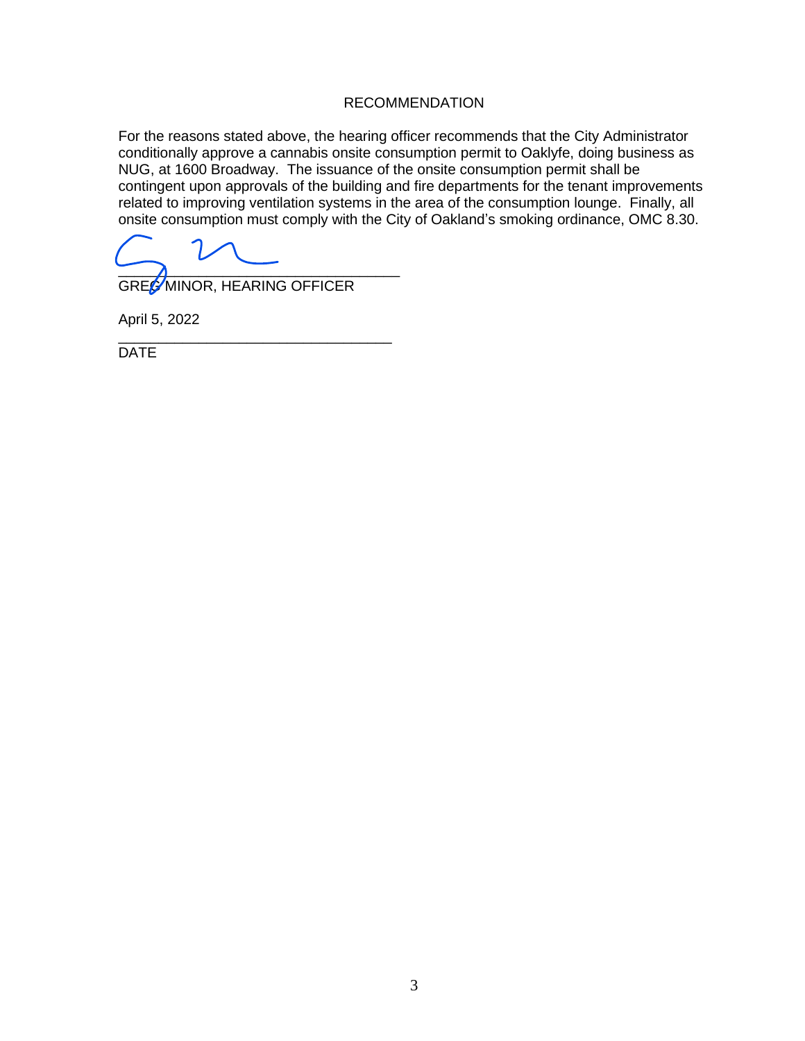## RECOMMENDATION

For the reasons stated above, the hearing officer recommends that the City Administrator conditionally approve a cannabis onsite consumption permit to Oaklyfe, doing business as NUG, at 1600 Broadway. The issuance of the onsite consumption permit shall be contingent upon approvals of the building and fire departments for the tenant improvements related to improving ventilation systems in the area of the consumption lounge. Finally, all onsite consumption must comply with the City of Oakland's smoking ordinance, OMC 8.30.

\_\_\_\_\_\_\_\_\_\_\_\_\_\_\_\_\_\_\_\_\_\_\_\_\_\_\_\_\_\_\_\_\_\_\_
GREG MINOR, HEARING OFFICER

April 5, 2022
\_\_\_\_\_\_\_\_\_\_\_\_\_\_\_\_\_\_\_\_\_\_\_\_\_\_\_\_\_\_\_\_\_\_\_
DATE